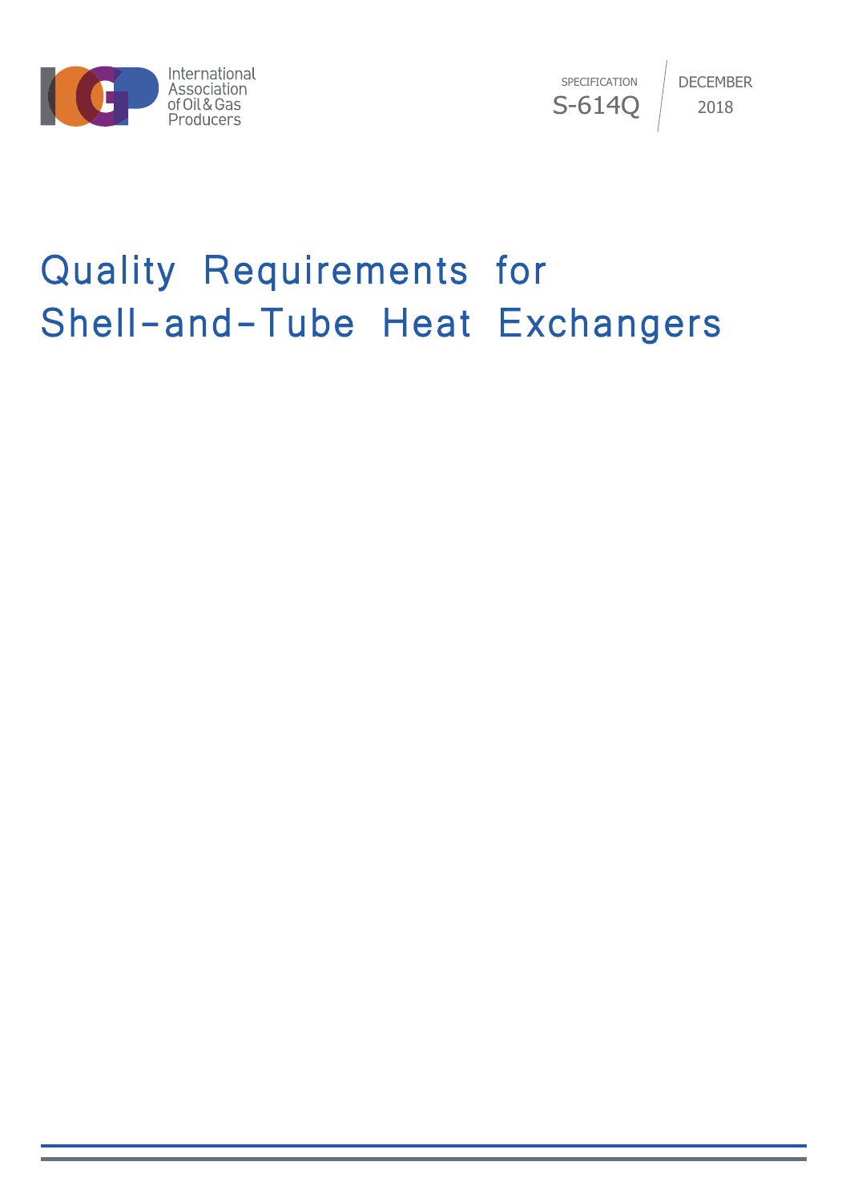International Association of Oil & Gas Producers

SPECIFICATION
S-614Q

DECEMBER
2018

# Quality Requirements for Shell-and-Tube Heat Exchangers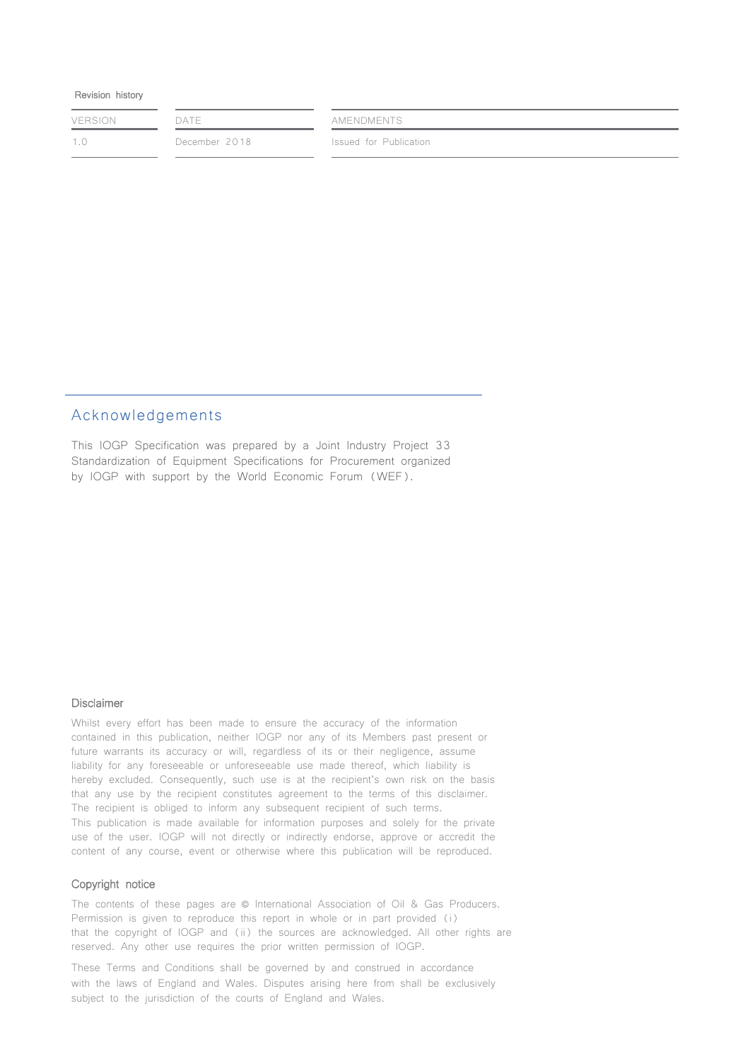Revision history

| VERSION | DATE | AMENDMENTS |
| --- | --- | --- |
| 1.0 | December 2018 | Issued for Publication |

## Acknowledgements

This IOGP Specification was prepared by a Joint Industry Project 33 Standardization of Equipment Specifications for Procurement organized by IOGP with support by the World Economic Forum (WEF).

### Disclaimer

Whilst every effort has been made to ensure the accuracy of the information contained in this publication, neither IOGP nor any of its Members past present or future warrants its accuracy or will, regardless of its or their negligence, assume liability for any foreseeable or unforeseeable use made thereof, which liability is hereby excluded. Consequently, such use is at the recipient's own risk on the basis that any use by the recipient constitutes agreement to the terms of this disclaimer. The recipient is obliged to inform any subsequent recipient of such terms.
This publication is made available for information purposes and solely for the private use of the user. IOGP will not directly or indirectly endorse, approve or accredit the content of any course, event or otherwise where this publication will be reproduced.

### Copyright notice

The contents of these pages are © International Association of Oil & Gas Producers. Permission is given to reproduce this report in whole or in part provided (i) that the copyright of IOGP and (ii) the sources are acknowledged. All other rights are reserved. Any other use requires the prior written permission of IOGP.

These Terms and Conditions shall be governed by and construed in accordance with the laws of England and Wales. Disputes arising here from shall be exclusively subject to the jurisdiction of the courts of England and Wales.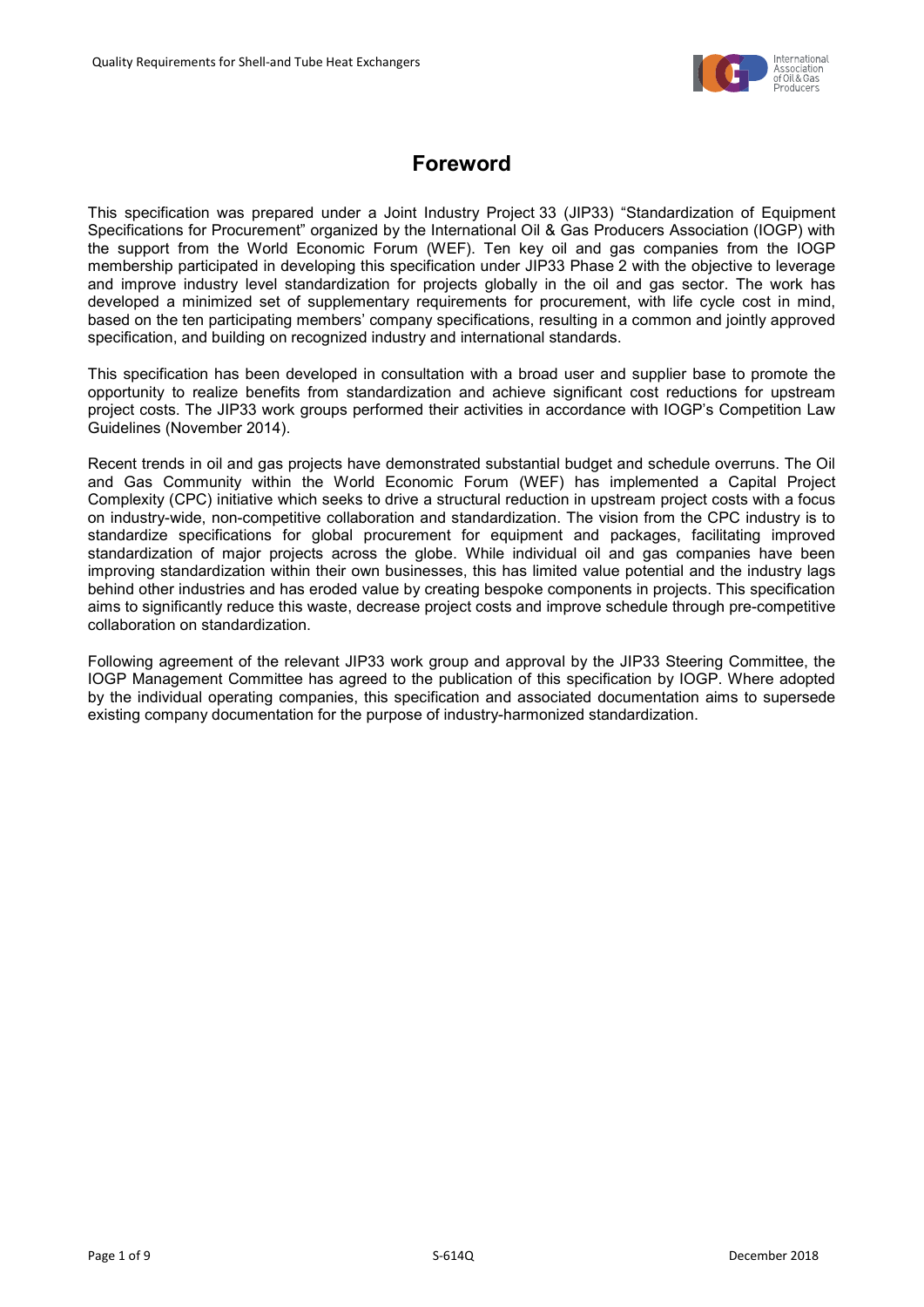# Foreword

This specification was prepared under a Joint Industry Project 33 (JIP33) "Standardization of Equipment Specifications for Procurement" organized by the International Oil & Gas Producers Association (IOGP) with the support from the World Economic Forum (WEF). Ten key oil and gas companies from the IOGP membership participated in developing this specification under JIP33 Phase 2 with the objective to leverage and improve industry level standardization for projects globally in the oil and gas sector. The work has developed a minimized set of supplementary requirements for procurement, with life cycle cost in mind, based on the ten participating members' company specifications, resulting in a common and jointly approved specification, and building on recognized industry and international standards.

This specification has been developed in consultation with a broad user and supplier base to promote the opportunity to realize benefits from standardization and achieve significant cost reductions for upstream project costs. The JIP33 work groups performed their activities in accordance with IOGP's Competition Law Guidelines (November 2014).

Recent trends in oil and gas projects have demonstrated substantial budget and schedule overruns. The Oil and Gas Community within the World Economic Forum (WEF) has implemented a Capital Project Complexity (CPC) initiative which seeks to drive a structural reduction in upstream project costs with a focus on industry-wide, non-competitive collaboration and standardization. The vision from the CPC industry is to standardize specifications for global procurement for equipment and packages, facilitating improved standardization of major projects across the globe. While individual oil and gas companies have been improving standardization within their own businesses, this has limited value potential and the industry lags behind other industries and has eroded value by creating bespoke components in projects. This specification aims to significantly reduce this waste, decrease project costs and improve schedule through pre-competitive collaboration on standardization.

Following agreement of the relevant JIP33 work group and approval by the JIP33 Steering Committee, the IOGP Management Committee has agreed to the publication of this specification by IOGP. Where adopted by the individual operating companies, this specification and associated documentation aims to supersede existing company documentation for the purpose of industry-harmonized standardization.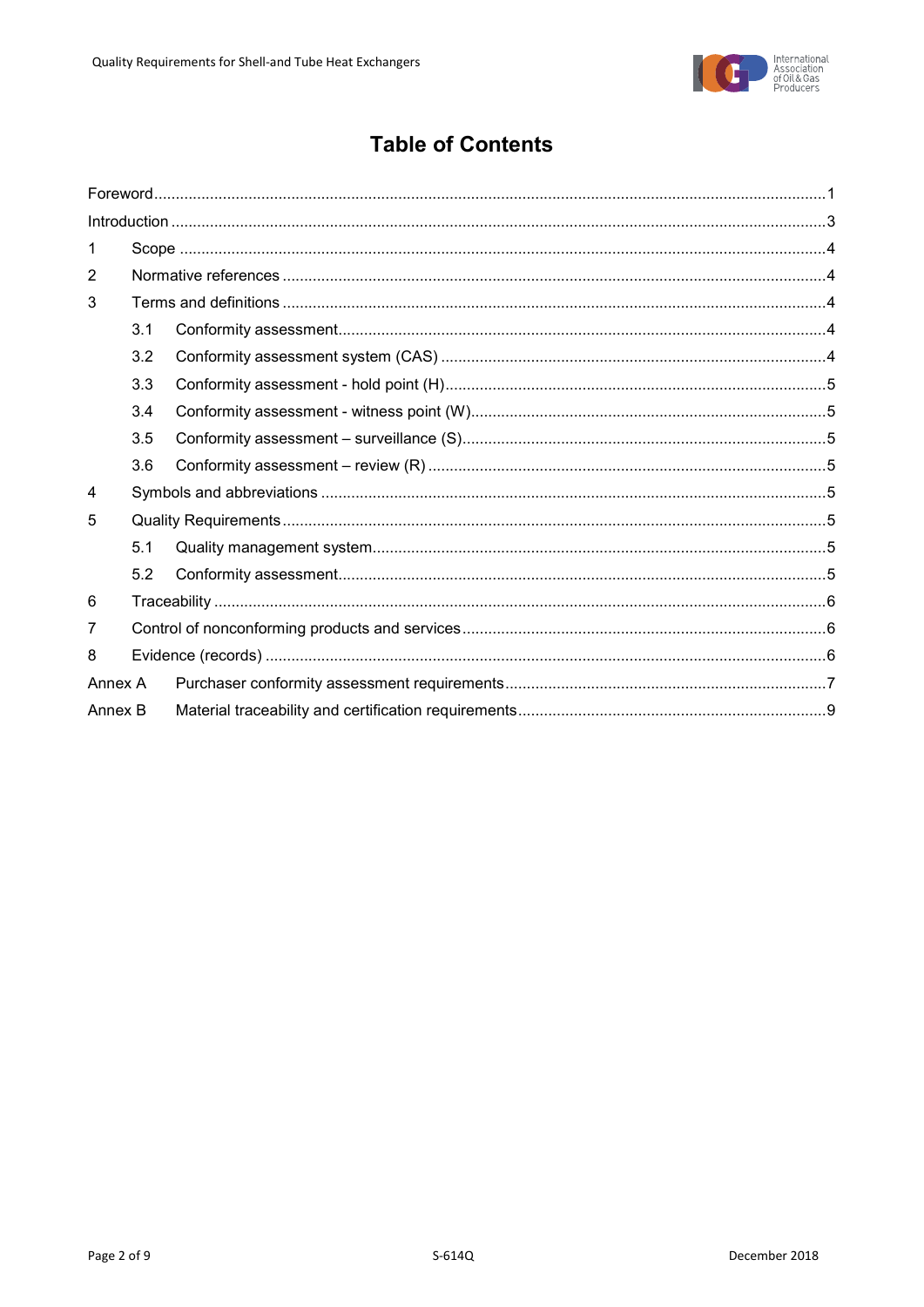# Table of Contents

| | | |
|---|---|---|
| Foreword | | 1 |
| Introduction | | 3 |
| 1 | Scope | 4 |
| 2 | Normative references | 4 |
| 3 | Terms and definitions | 4 |
| 3.1 | Conformity assessment | 4 |
| 3.2 | Conformity assessment system (CAS) | 4 |
| 3.3 | Conformity assessment - hold point (H) | 5 |
| 3.4 | Conformity assessment - witness point (W) | 5 |
| 3.5 | Conformity assessment – surveillance (S) | 5 |
| 3.6 | Conformity assessment – review (R) | 5 |
| 4 | Symbols and abbreviations | 5 |
| 5 | Quality Requirements | 5 |
| 5.1 | Quality management system | 5 |
| 5.2 | Conformity assessment | 5 |
| 6 | Traceability | 6 |
| 7 | Control of nonconforming products and services | 6 |
| 8 | Evidence (records) | 6 |
| Annex A | Purchaser conformity assessment requirements | 7 |
| Annex B | Material traceability and certification requirements | 9 |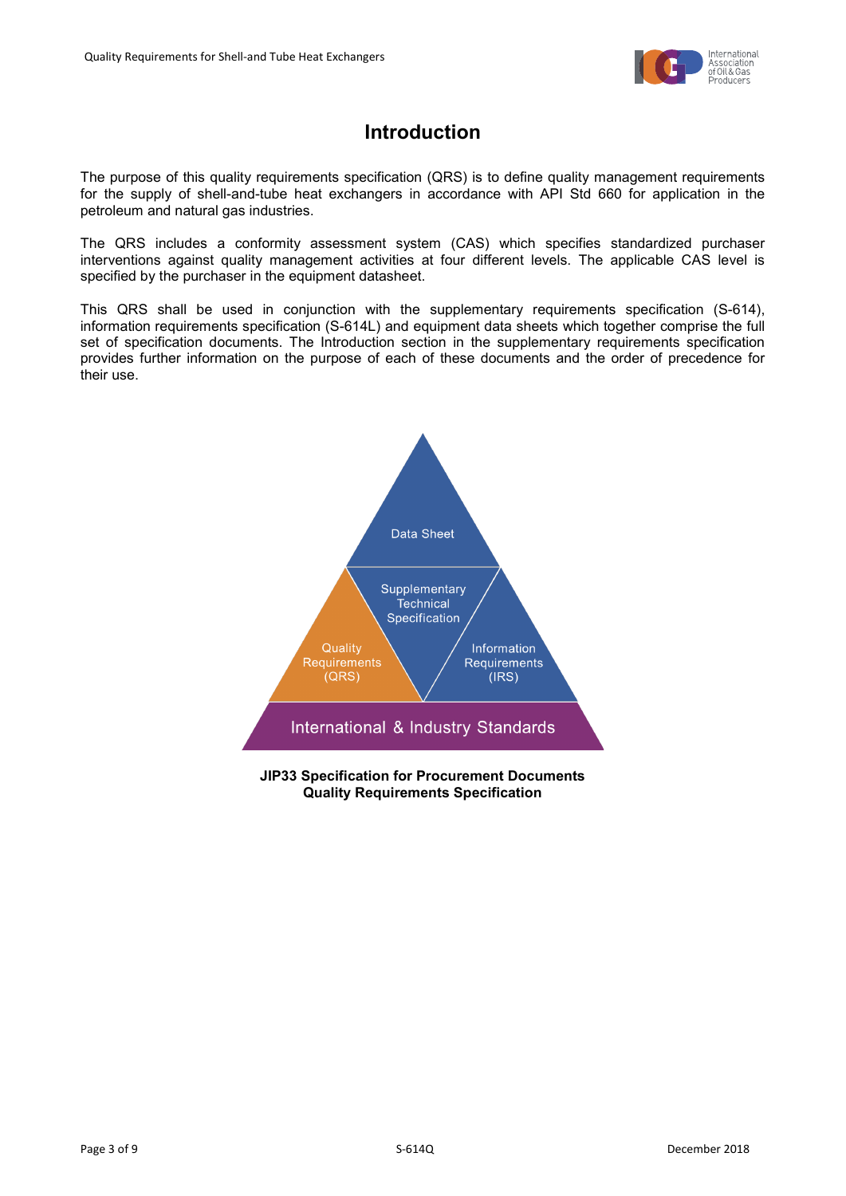# Introduction

The purpose of this quality requirements specification (QRS) is to define quality management requirements for the supply of shell-and-tube heat exchangers in accordance with API Std 660 for application in the petroleum and natural gas industries.

The QRS includes a conformity assessment system (CAS) which specifies standardized purchaser interventions against quality management activities at four different levels. The applicable CAS level is specified by the purchaser in the equipment datasheet.

This QRS shall be used in conjunction with the supplementary requirements specification (S-614), information requirements specification (S-614L) and equipment data sheets which together comprise the full set of specification documents. The Introduction section in the supplementary requirements specification provides further information on the purpose of each of these documents and the order of precedence for their use.

Data Sheet

Supplementary Technical Specification

Quality Requirements (QRS)

Information Requirements (IRS)

International & Industry Standards

**JIP33 Specification for Procurement Documents**
**Quality Requirements Specification**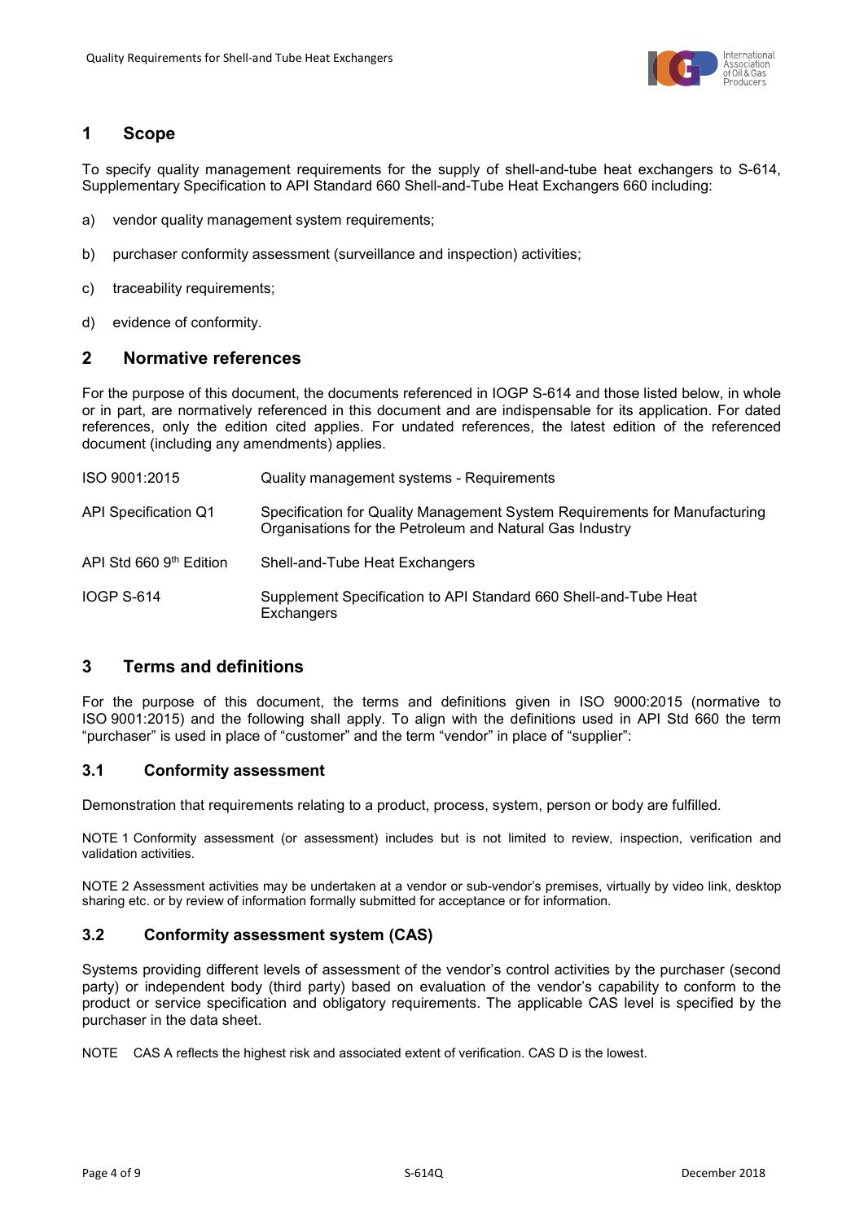# 1 Scope

To specify quality management requirements for the supply of shell-and-tube heat exchangers to S-614, Supplementary Specification to API Standard 660 Shell-and-Tube Heat Exchangers 660 including:

a) vendor quality management system requirements;

b) purchaser conformity assessment (surveillance and inspection) activities;

c) traceability requirements;

d) evidence of conformity.

# 2 Normative references

For the purpose of this document, the documents referenced in IOGP S-614 and those listed below, in whole or in part, are normatively referenced in this document and are indispensable for its application. For dated references, only the edition cited applies. For undated references, the latest edition of the referenced document (including any amendments) applies.

| | |
|---|---|
| ISO 9001:2015 | Quality management systems - Requirements |
| API Specification Q1 | Specification for Quality Management System Requirements for Manufacturing Organisations for the Petroleum and Natural Gas Industry |
| API Std 660 9th Edition | Shell-and-Tube Heat Exchangers |
| IOGP S-614 | Supplement Specification to API Standard 660 Shell-and-Tube Heat Exchangers |

# 3 Terms and definitions

For the purpose of this document, the terms and definitions given in ISO 9000:2015 (normative to ISO 9001:2015) and the following shall apply. To align with the definitions used in API Std 660 the term "purchaser" is used in place of "customer" and the term "vendor" in place of "supplier":

## 3.1 Conformity assessment

Demonstration that requirements relating to a product, process, system, person or body are fulfilled.

NOTE 1 Conformity assessment (or assessment) includes but is not limited to review, inspection, verification and validation activities.

NOTE 2 Assessment activities may be undertaken at a vendor or sub-vendor's premises, virtually by video link, desktop sharing etc. or by review of information formally submitted for acceptance or for information.

## 3.2 Conformity assessment system (CAS)

Systems providing different levels of assessment of the vendor's control activities by the purchaser (second party) or independent body (third party) based on evaluation of the vendor's capability to conform to the product or service specification and obligatory requirements. The applicable CAS level is specified by the purchaser in the data sheet.

NOTE CAS A reflects the highest risk and associated extent of verification. CAS D is the lowest.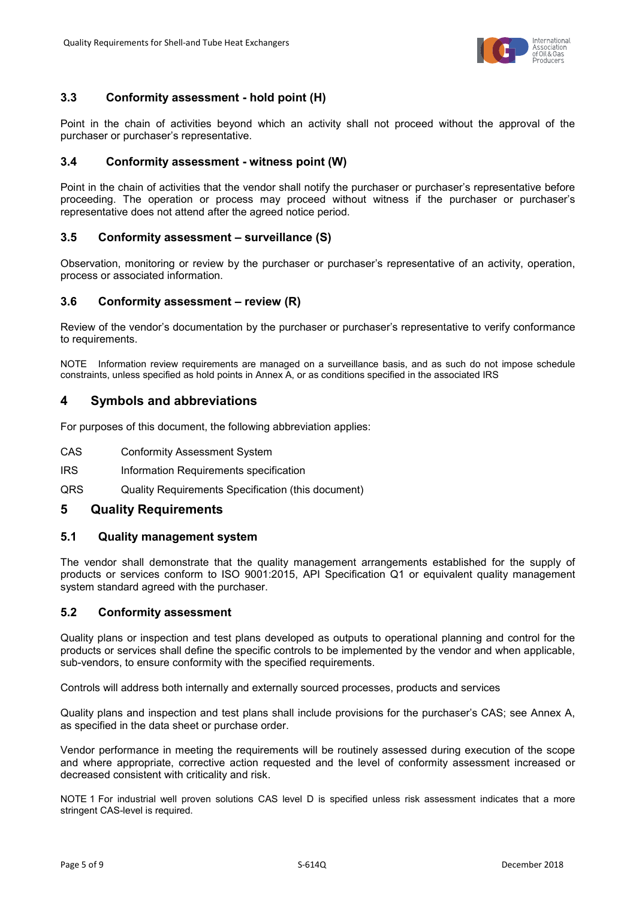### 3.3 Conformity assessment - hold point (H)

Point in the chain of activities beyond which an activity shall not proceed without the approval of the purchaser or purchaser's representative.

### 3.4 Conformity assessment - witness point (W)

Point in the chain of activities that the vendor shall notify the purchaser or purchaser's representative before proceeding. The operation or process may proceed without witness if the purchaser or purchaser's representative does not attend after the agreed notice period.

### 3.5 Conformity assessment – surveillance (S)

Observation, monitoring or review by the purchaser or purchaser's representative of an activity, operation, process or associated information.

### 3.6 Conformity assessment – review (R)

Review of the vendor's documentation by the purchaser or purchaser's representative to verify conformance to requirements.

NOTE Information review requirements are managed on a surveillance basis, and as such do not impose schedule constraints, unless specified as hold points in Annex A, or as conditions specified in the associated IRS

## 4 Symbols and abbreviations

For purposes of this document, the following abbreviation applies:

CAS Conformity Assessment System

IRS Information Requirements specification

QRS Quality Requirements Specification (this document)

## 5 Quality Requirements

### 5.1 Quality management system

The vendor shall demonstrate that the quality management arrangements established for the supply of products or services conform to ISO 9001:2015, API Specification Q1 or equivalent quality management system standard agreed with the purchaser.

### 5.2 Conformity assessment

Quality plans or inspection and test plans developed as outputs to operational planning and control for the products or services shall define the specific controls to be implemented by the vendor and when applicable, sub-vendors, to ensure conformity with the specified requirements.

Controls will address both internally and externally sourced processes, products and services

Quality plans and inspection and test plans shall include provisions for the purchaser's CAS; see Annex A, as specified in the data sheet or purchase order.

Vendor performance in meeting the requirements will be routinely assessed during execution of the scope and where appropriate, corrective action requested and the level of conformity assessment increased or decreased consistent with criticality and risk.

NOTE 1 For industrial well proven solutions CAS level D is specified unless risk assessment indicates that a more stringent CAS-level is required.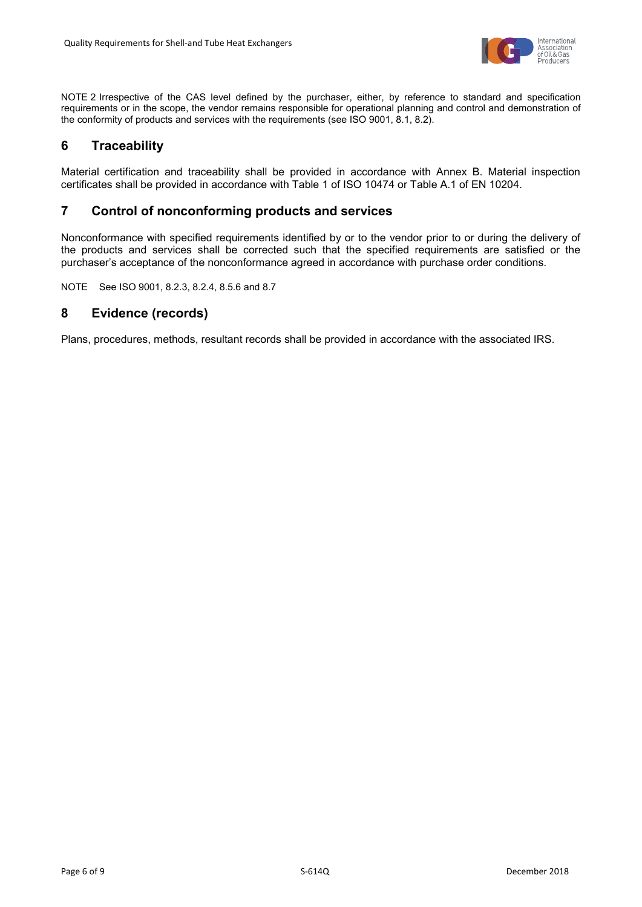NOTE 2 Irrespective of the CAS level defined by the purchaser, either, by reference to standard and specification requirements or in the scope, the vendor remains responsible for operational planning and control and demonstration of the conformity of products and services with the requirements (see ISO 9001, 8.1, 8.2).

## 6 Traceability

Material certification and traceability shall be provided in accordance with Annex B. Material inspection certificates shall be provided in accordance with Table 1 of ISO 10474 or Table A.1 of EN 10204.

## 7 Control of nonconforming products and services

Nonconformance with specified requirements identified by or to the vendor prior to or during the delivery of the products and services shall be corrected such that the specified requirements are satisfied or the purchaser's acceptance of the nonconformance agreed in accordance with purchase order conditions.

NOTE See ISO 9001, 8.2.3, 8.2.4, 8.5.6 and 8.7

## 8 Evidence (records)

Plans, procedures, methods, resultant records shall be provided in accordance with the associated IRS.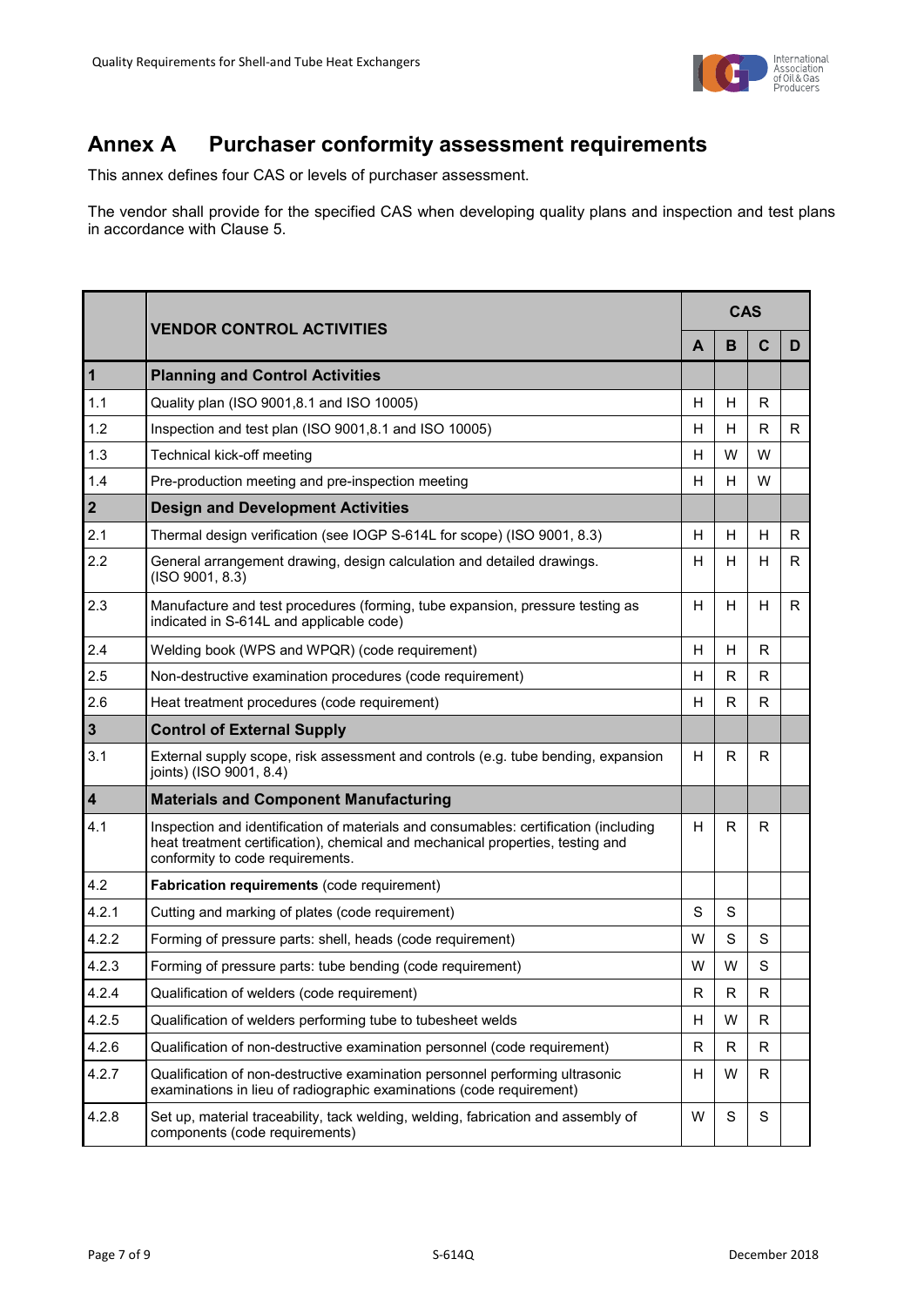# Annex A Purchaser conformity assessment requirements

This annex defines four CAS or levels of purchaser assessment.

The vendor shall provide for the specified CAS when developing quality plans and inspection and test plans in accordance with Clause 5.

| | VENDOR CONTROL ACTIVITIES | CAS | | | |
|---|---|---|---|---|---|
| | | A | B | C | D |
| **1** | **Planning and Control Activities** | | | | |
| 1.1 | Quality plan (ISO 9001,8.1 and ISO 10005) | H | H | R | |
| 1.2 | Inspection and test plan (ISO 9001,8.1 and ISO 10005) | H | H | R | R |
| 1.3 | Technical kick-off meeting | H | W | W | |
| 1.4 | Pre-production meeting and pre-inspection meeting | H | H | W | |
| **2** | **Design and Development Activities** | | | | |
| 2.1 | Thermal design verification (see IOGP S-614L for scope) (ISO 9001, 8.3) | H | H | H | R |
| 2.2 | General arrangement drawing, design calculation and detailed drawings. (ISO 9001, 8.3) | H | H | H | R |
| 2.3 | Manufacture and test procedures (forming, tube expansion, pressure testing as indicated in S-614L and applicable code) | H | H | H | R |
| 2.4 | Welding book (WPS and WPQR) (code requirement) | H | H | R | |
| 2.5 | Non-destructive examination procedures (code requirement) | H | R | R | |
| 2.6 | Heat treatment procedures (code requirement) | H | R | R | |
| **3** | **Control of External Supply** | | | | |
| 3.1 | External supply scope, risk assessment and controls (e.g. tube bending, expansion joints) (ISO 9001, 8.4) | H | R | R | |
| **4** | **Materials and Component Manufacturing** | | | | |
| 4.1 | Inspection and identification of materials and consumables: certification (including heat treatment certification), chemical and mechanical properties, testing and conformity to code requirements. | H | R | R | |
| 4.2 | **Fabrication requirements** (code requirement) | | | | |
| 4.2.1 | Cutting and marking of plates (code requirement) | S | S | | |
| 4.2.2 | Forming of pressure parts: shell, heads (code requirement) | W | S | S | |
| 4.2.3 | Forming of pressure parts: tube bending (code requirement) | W | W | S | |
| 4.2.4 | Qualification of welders (code requirement) | R | R | R | |
| 4.2.5 | Qualification of welders performing tube to tubesheet welds | H | W | R | |
| 4.2.6 | Qualification of non-destructive examination personnel (code requirement) | R | R | R | |
| 4.2.7 | Qualification of non-destructive examination personnel performing ultrasonic examinations in lieu of radiographic examinations (code requirement) | H | W | R | |
| 4.2.8 | Set up, material traceability, tack welding, welding, fabrication and assembly of components (code requirements) | W | S | S | |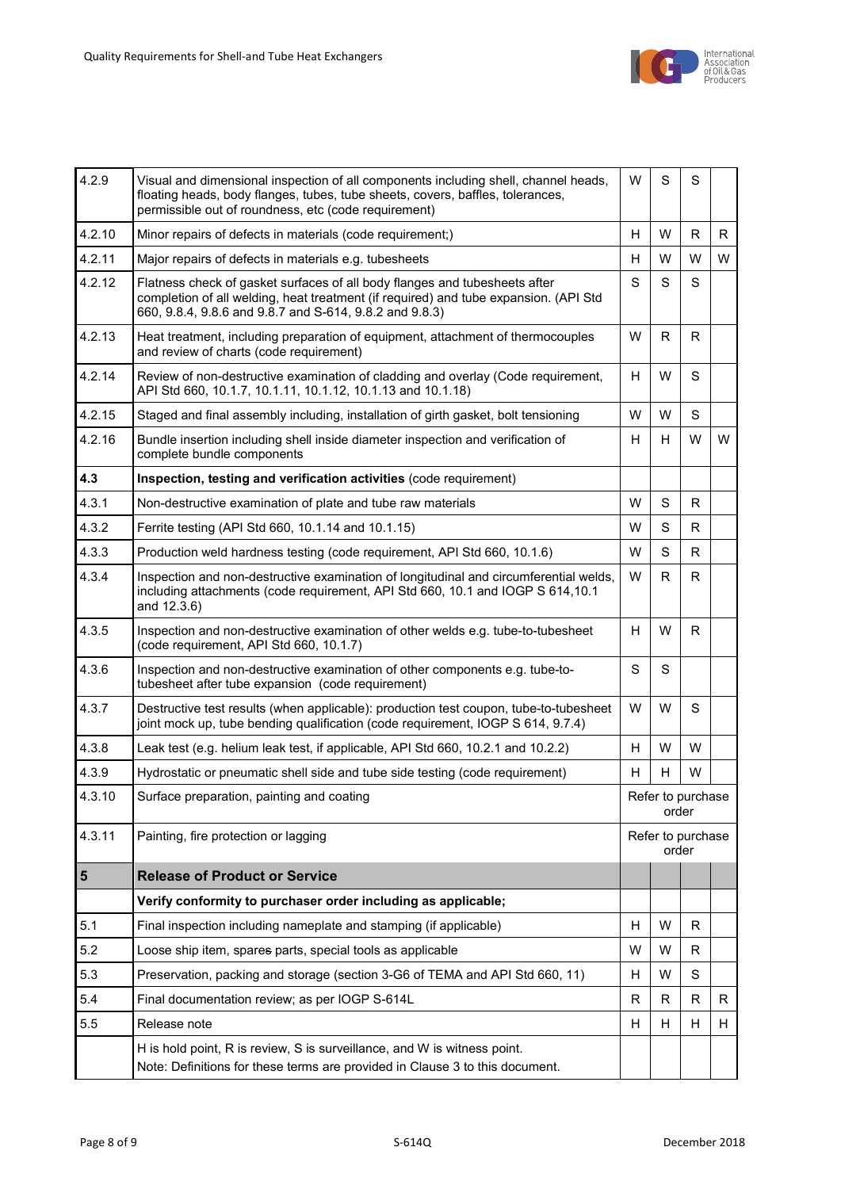| | | | | | |
|---|---|---|---|---|---|
| 4.2.9 | Visual and dimensional inspection of all components including shell, channel heads, floating heads, body flanges, tubes, tube sheets, covers, baffles, tolerances, permissible out of roundness, etc (code requirement) | W | S | S | |
| 4.2.10 | Minor repairs of defects in materials (code requirement;) | H | W | R | R |
| 4.2.11 | Major repairs of defects in materials e.g. tubesheets | H | W | W | W |
| 4.2.12 | Flatness check of gasket surfaces of all body flanges and tubesheets after completion of all welding, heat treatment (if required) and tube expansion. (API Std 660, 9.8.4, 9.8.6 and 9.8.7 and S-614, 9.8.2 and 9.8.3) | S | S | S | |
| 4.2.13 | Heat treatment, including preparation of equipment, attachment of thermocouples and review of charts (code requirement) | W | R | R | |
| 4.2.14 | Review of non-destructive examination of cladding and overlay (Code requirement, API Std 660, 10.1.7, 10.1.11, 10.1.12, 10.1.13 and 10.1.18) | H | W | S | |
| 4.2.15 | Staged and final assembly including, installation of girth gasket, bolt tensioning | W | W | S | |
| 4.2.16 | Bundle insertion including shell inside diameter inspection and verification of complete bundle components | H | H | W | W |
| **4.3** | **Inspection, testing and verification activities** (code requirement) | | | | |
| 4.3.1 | Non-destructive examination of plate and tube raw materials | W | S | R | |
| 4.3.2 | Ferrite testing (API Std 660, 10.1.14 and 10.1.15) | W | S | R | |
| 4.3.3 | Production weld hardness testing (code requirement, API Std 660, 10.1.6) | W | S | R | |
| 4.3.4 | Inspection and non-destructive examination of longitudinal and circumferential welds, including attachments (code requirement, API Std 660, 10.1 and IOGP S 614,10.1 and 12.3.6) | W | R | R | |
| 4.3.5 | Inspection and non-destructive examination of other welds e.g. tube-to-tubesheet (code requirement, API Std 660, 10.1.7) | H | W | R | |
| 4.3.6 | Inspection and non-destructive examination of other components e.g. tube-to-tubesheet after tube expansion (code requirement) | S | S | | |
| 4.3.7 | Destructive test results (when applicable): production test coupon, tube-to-tubesheet joint mock up, tube bending qualification (code requirement, IOGP S 614, 9.7.4) | W | W | S | |
| 4.3.8 | Leak test (e.g. helium leak test, if applicable, API Std 660, 10.2.1 and 10.2.2) | H | W | W | |
| 4.3.9 | Hydrostatic or pneumatic shell side and tube side testing (code requirement) | H | H | W | |
| 4.3.10 | Surface preparation, painting and coating | Refer to purchase order | | | |
| 4.3.11 | Painting, fire protection or lagging | Refer to purchase order | | | |
| **5** | **Release of Product or Service** | | | | |
| | **Verify conformity to purchaser order including as applicable;** | | | | |
| 5.1 | Final inspection including nameplate and stamping (if applicable) | H | W | R | |
| 5.2 | Loose ship item, spares parts, special tools as applicable | W | W | R | |
| 5.3 | Preservation, packing and storage (section 3-G6 of TEMA and API Std 660, 11) | H | W | S | |
| 5.4 | Final documentation review; as per IOGP S-614L | R | R | R | R |
| 5.5 | Release note | H | H | H | H |
| | H is hold point, R is review, S is surveillance, and W is witness point. Note: Definitions for these terms are provided in Clause 3 to this document. | | | | |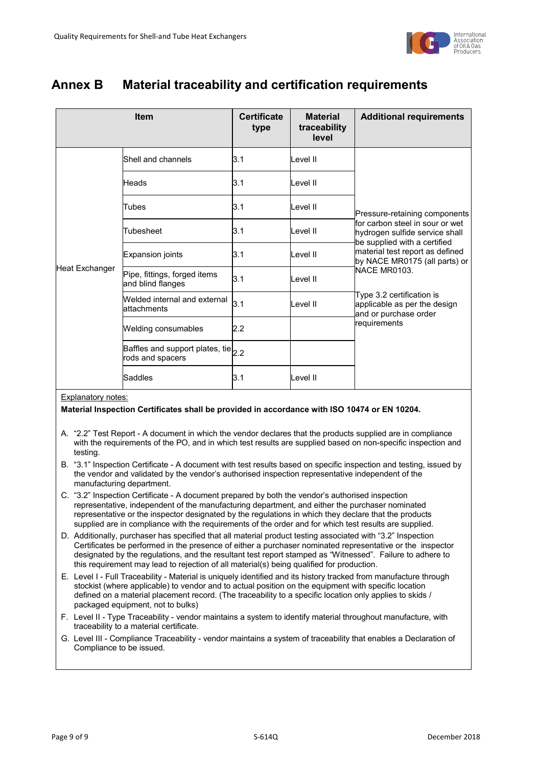# Annex B Material traceability and certification requirements

| Item | | Certificate type | Material traceability level | Additional requirements |
|---|---|---|---|---|
| Heat Exchanger | Shell and channels | 3.1 | Level II | Pressure-retaining components for carbon steel in sour or wet hydrogen sulfide service shall be supplied with a certified material test report as defined by NACE MR0175 (all parts) or NACE MR0103.<br><br>Type 3.2 certification is applicable as per the design and or purchase order requirements |
| | Heads | 3.1 | Level II | |
| | Tubes | 3.1 | Level II | |
| | Tubesheet | 3.1 | Level II | |
| | Expansion joints | 3.1 | Level II | |
| | Pipe, fittings, forged items and blind flanges | 3.1 | Level II | |
| | Welded internal and external attachments | 3.1 | Level II | |
| | Welding consumables | 2.2 | | |
| | Baffles and support plates, tie rods and spacers | 2.2 | | |
| | Saddles | 3.1 | Level II | |

Explanatory notes:

**Material Inspection Certificates shall be provided in accordance with ISO 10474 or EN 10204.**

A. "2.2" Test Report - A document in which the vendor declares that the products supplied are in compliance with the requirements of the PO, and in which test results are supplied based on non-specific inspection and testing.

B. "3.1" Inspection Certificate - A document with test results based on specific inspection and testing, issued by the vendor and validated by the vendor's authorised inspection representative independent of the manufacturing department.

C. "3.2" Inspection Certificate - A document prepared by both the vendor's authorised inspection representative, independent of the manufacturing department, and either the purchaser nominated representative or the inspector designated by the regulations in which they declare that the products supplied are in compliance with the requirements of the order and for which test results are supplied.

D. Additionally, purchaser has specified that all material product testing associated with "3.2" Inspection Certificates be performed in the presence of either a purchaser nominated representative or the inspector designated by the regulations, and the resultant test report stamped as "Witnessed". Failure to adhere to this requirement may lead to rejection of all material(s) being qualified for production.

E. Level I - Full Traceability - Material is uniquely identified and its history tracked from manufacture through stockist (where applicable) to vendor and to actual position on the equipment with specific location defined on a material placement record. (The traceability to a specific location only applies to skids / packaged equipment, not to bulks)

F. Level II - Type Traceability - vendor maintains a system to identify material throughout manufacture, with traceability to a material certificate.

G. Level III - Compliance Traceability - vendor maintains a system of traceability that enables a Declaration of Compliance to be issued.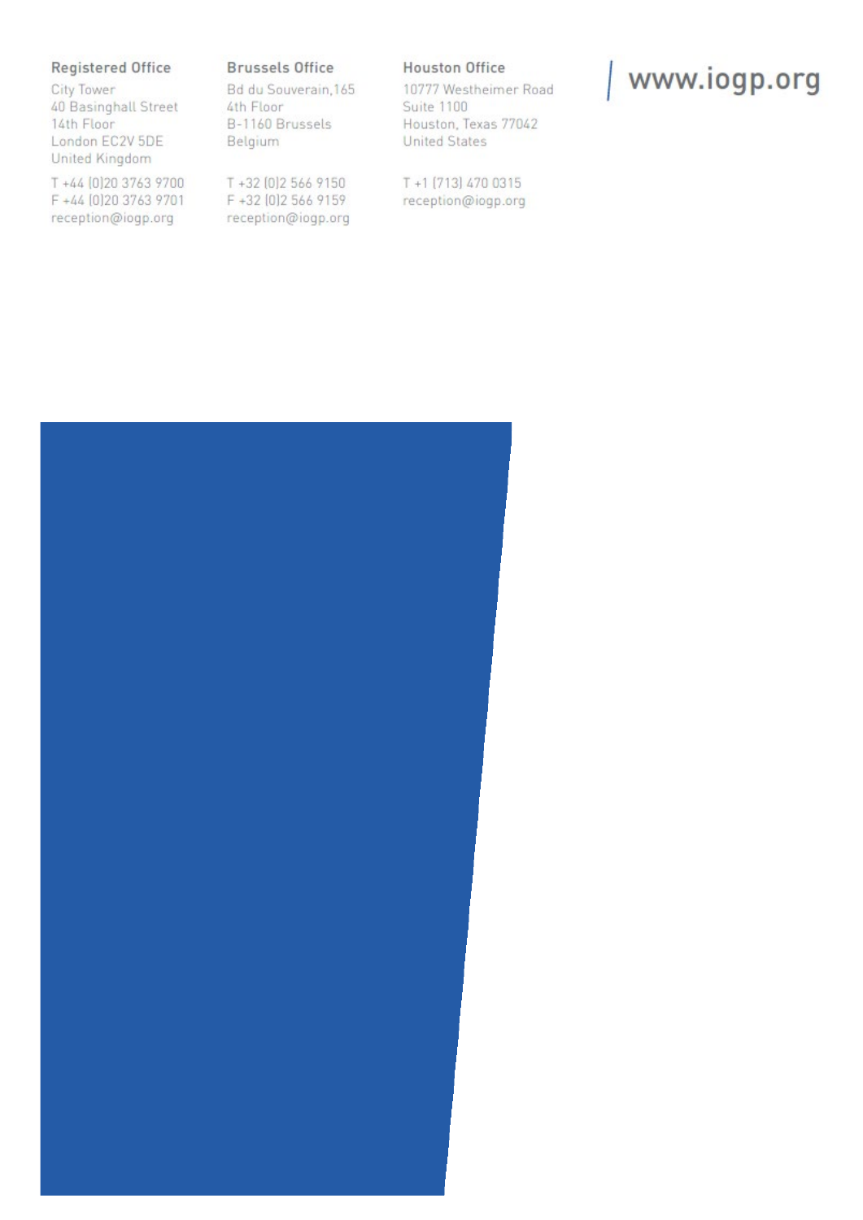**Registered Office**
City Tower
40 Basinghall Street
14th Floor
London EC2V 5DE
United Kingdom

T +44 (0)20 3763 9700
F +44 (0)20 3763 9701
reception@iogp.org

**Brussels Office**
Bd du Souverain,165
4th Floor
B-1160 Brussels
Belgium

T +32 (0)2 566 9150
F +32 (0)2 566 9159
reception@iogp.org

**Houston Office**
10777 Westheimer Road
Suite 1100
Houston, Texas 77042
United States

T +1 (713) 470 0315
reception@iogp.org

www.iogp.org